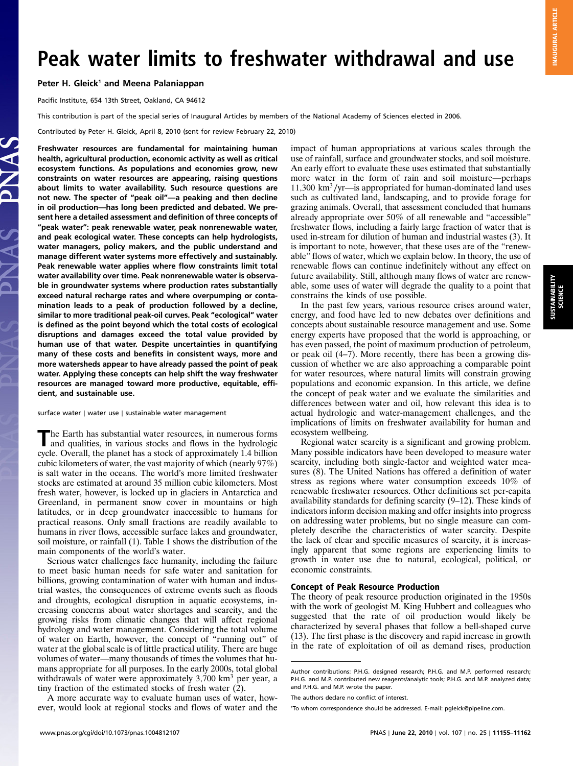# Peak water limits to freshwater withdrawal and use

**Peter H. Gleick[1] and Meena Palaniappan**

Pacific Institute, 654 13th Street, Oakland, CA 94612

This contribution is part of the special series of Inaugural Articles by members of the National Academy of Sciences elected in 2006.

Contributed by Peter H. Gleick, April 8, 2010 (sent for review February 22, 2010)

**Freshwater resources are fundamental for maintaining human health, agricultural production, economic activity as well as critical ecosystem functions. As populations and economies grow, new constraints on water resources are appearing, raising questions about limits to water availability. Such resource questions are not new. The specter of "peak oil"—a peaking and then decline in oil production—has long been predicted and debated. We present here a detailed assessment and definition of three concepts of "peak water": peak renewable water, peak nonrenewable water, and peak ecological water. These concepts can help hydrologists, water managers, policy makers, and the public understand and manage different water systems more effectively and sustainably. Peak renewable water applies where flow constraints limit total water availability over time. Peak nonrenewable water is observable in groundwater systems where production rates substantially exceed natural recharge rates and where overpumping or contamination leads to a peak of production followed by a decline, similar to more traditional peak-oil curves. Peak "ecological" water is defined as the point beyond which the total costs of ecological disruptions and damages exceed the total value provided by human use of that water. Despite uncertainties in quantifying many of these costs and benefits in consistent ways, more and more watersheds appear to have already passed the point of peak water. Applying these concepts can help shift the way freshwater resources are managed toward more productive, equitable, efficient, and sustainable use.**

surface water | water use | sustainable water management

The Earth has substantial water resources, in numerous forms and qualities, in various stocks and flows in the hydrologic cycle. Overall, the planet has a stock of approximately 1.4 billion cubic kilometers of water, the vast majority of which (nearly 97%) is salt water in the oceans. The world's more limited freshwater stocks are estimated at around 35 million cubic kilometers. Most fresh water, however, is locked up in glaciers in Antarctica and Greenland, in permanent snow cover in mountains or high latitudes, or in deep groundwater inaccessible to humans for practical reasons. Only small fractions are readily available to humans in river flows, accessible surface lakes and groundwater, soil moisture, or rainfall (1). Table 1 shows the distribution of the main components of the world's water.

Serious water challenges face humanity, including the failure to meet basic human needs for safe water and sanitation for billions, growing contamination of water with human and industrial wastes, the consequences of extreme events such as floods and droughts, ecological disruption in aquatic ecosystems, increasing concerns about water shortages and scarcity, and the growing risks from climatic changes that will affect regional hydrology and water management. Considering the total volume of water on Earth, however, the concept of "running out" of water at the global scale is of little practical utility. There are huge volumes of water—many thousands of times the volumes that humans appropriate for all purposes. In the early 2000s, total global withdrawals of water were approximately 3,700 $km^3$ per year, a tiny fraction of the estimated stocks of fresh water (2).

A more accurate way to evaluate human uses of water, however, would look at regional stocks and flows of water and the impact of human appropriations at various scales through the use of rainfall, surface and groundwater stocks, and soil moisture. An early effort to evaluate these uses estimated that substantially more water in the form of rain and soil moisture—perhaps 11,300 $km^3$/yr—is appropriated for human-dominated land uses such as cultivated land, landscaping, and to provide forage for grazing animals. Overall, that assessment concluded that humans already appropriate over 50% of all renewable and "accessible" freshwater flows, including a fairly large fraction of water that is used in-stream for dilution of human and industrial wastes (3). It is important to note, however, that these uses are of the "renewable" flows of water, which we explain below. In theory, the use of renewable flows can continue indefinitely without any effect on future availability. Still, although many flows of water are renewable, some uses of water will degrade the quality to a point that constrains the kinds of use possible.

In the past few years, various resource crises around water, energy, and food have led to new debates over definitions and concepts about sustainable resource management and use. Some energy experts have proposed that the world is approaching, or has even passed, the point of maximum production of petroleum, or peak oil (4–7). More recently, there has been a growing discussion of whether we are also approaching a comparable point for water resources, where natural limits will constrain growing populations and economic expansion. In this article, we define the concept of peak water and we evaluate the similarities and differences between water and oil, how relevant this idea is to actual hydrologic and water-management challenges, and the implications of limits on freshwater availability for human and ecosystem wellbeing.

Regional water scarcity is a significant and growing problem. Many possible indicators have been developed to measure water scarcity, including both single-factor and weighted water measures (8). The United Nations has offered a definition of water stress as regions where water consumption exceeds 10% of renewable freshwater resources. Other definitions set per-capita availability standards for defining scarcity (9–12). These kinds of indicators inform decision making and offer insights into progress on addressing water problems, but no single measure can completely describe the characteristics of water scarcity. Despite the lack of clear and specific measures of scarcity, it is increasingly apparent that some regions are experiencing limits to growth in water use due to natural, ecological, political, or economic constraints.

## Concept of Peak Resource Production

The theory of peak resource production originated in the 1950s with the work of geologist M. King Hubbert and colleagues who suggested that the rate of oil production would likely be characterized by several phases that follow a bell-shaped curve (13). The first phase is the discovery and rapid increase in growth in the rate of exploitation of oil as demand rises, production

Author contributions: P.H.G. designed research; P.H.G. and M.P. performed research; P.H.G. and M.P. contributed new reagents/analytic tools; P.H.G. and M.P. analyzed data; and P.H.G. and M.P. wrote the paper.

The authors declare no conflict of interest.

[1]To whom correspondence should be addressed. E-mail: pgleick@pipeline.com.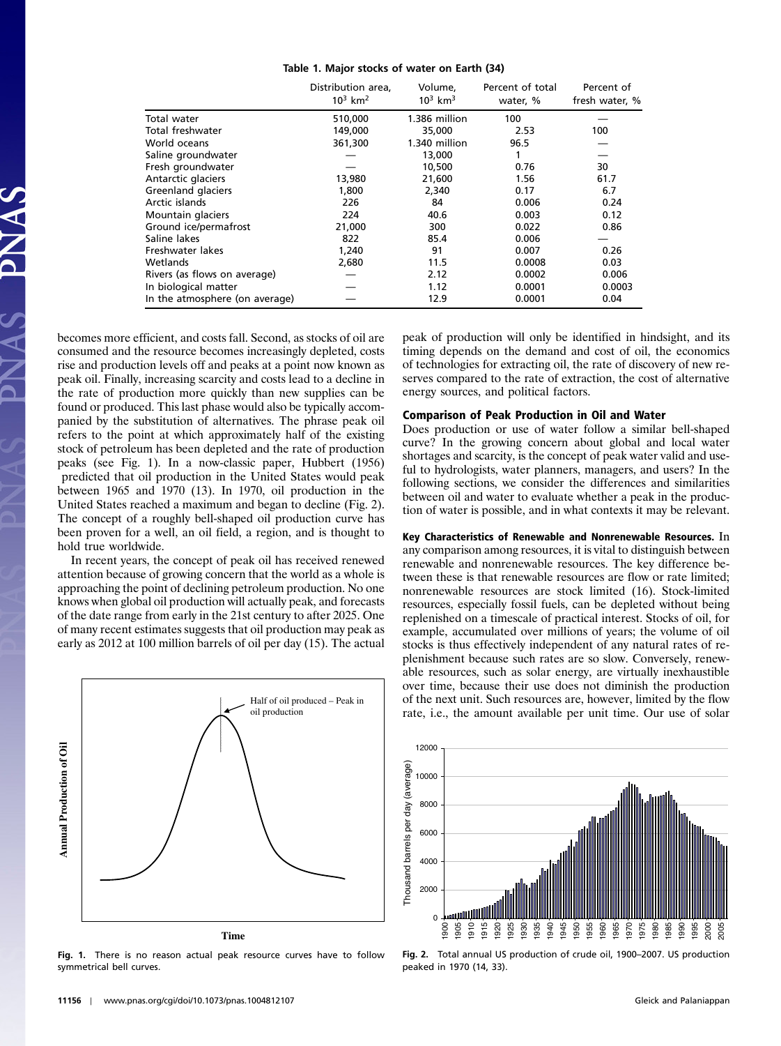**Table 1. Major stocks of water on Earth (34)**

| | Distribution area, $10^3$ km$^2$ | Volume, $10^3$ km$^3$ | Percent of total water, % | Percent of fresh water, % |
|---|---|---|---|---|
| Total water | 510,000 | 1.386 million | 100 | — |
| Total freshwater | 149,000 | 35,000 | 2.53 | 100 |
| World oceans | 361,300 | 1.340 million | 96.5 | — |
| Saline groundwater | — | 13,000 | 1 | — |
| Fresh groundwater | — | 10,500 | 0.76 | 30 |
| Antarctic glaciers | 13,980 | 21,600 | 1.56 | 61.7 |
| Greenland glaciers | 1,800 | 2,340 | 0.17 | 6.7 |
| Arctic islands | 226 | 84 | 0.006 | 0.24 |
| Mountain glaciers | 224 | 40.6 | 0.003 | 0.12 |
| Ground ice/permafrost | 21,000 | 300 | 0.022 | 0.86 |
| Saline lakes | 822 | 85.4 | 0.006 | — |
| Freshwater lakes | 1,240 | 91 | 0.007 | 0.26 |
| Wetlands | 2,680 | 11.5 | 0.0008 | 0.03 |
| Rivers (as flows on average) | — | 2.12 | 0.0002 | 0.006 |
| In biological matter | — | 1.12 | 0.0001 | 0.0003 |
| In the atmosphere (on average) | — | 12.9 | 0.0001 | 0.04 |

becomes more efficient, and costs fall. Second, as stocks of oil are consumed and the resource becomes increasingly depleted, costs rise and production levels off and peaks at a point now known as peak oil. Finally, increasing scarcity and costs lead to a decline in the rate of production more quickly than new supplies can be found or produced. This last phase would also be typically accompanied by the substitution of alternatives. The phrase peak oil refers to the point at which approximately half of the existing stock of petroleum has been depleted and the rate of production peaks (see Fig. 1). In a now-classic paper, Hubbert (1956) predicted that oil production in the United States would peak between 1965 and 1970 (13). In 1970, oil production in the United States reached a maximum and began to decline (Fig. 2). The concept of a roughly bell-shaped oil production curve has been proven for a well, an oil field, a region, and is thought to hold true worldwide.

In recent years, the concept of peak oil has received renewed attention because of growing concern that the world as a whole is approaching the point of declining petroleum production. No one knows when global oil production will actually peak, and forecasts of the date range from early in the 21st century to after 2025. One of many recent estimates suggests that oil production may peak as early as 2012 at 100 million barrels of oil per day (15). The actual peak of production will only be identified in hindsight, and its timing depends on the demand and cost of oil, the economics of technologies for extracting oil, the rate of discovery of new reserves compared to the rate of extraction, the cost of alternative energy sources, and political factors.

**Fig. 1.** There is no reason actual peak resource curves have to follow symmetrical bell curves.

## Comparison of Peak Production in Oil and Water

Does production or use of water follow a similar bell-shaped curve? In the growing concern about global and local water shortages and scarcity, is the concept of peak water valid and useful to hydrologists, water planners, managers, and users? In the following sections, we consider the differences and similarities between oil and water to evaluate whether a peak in the production of water is possible, and in what contexts it may be relevant.

**Key Characteristics of Renewable and Nonrenewable Resources.** In any comparison among resources, it is vital to distinguish between renewable and nonrenewable resources. The key difference between these is that renewable resources are flow or rate limited; nonrenewable resources are stock limited (16). Stock-limited resources, especially fossil fuels, can be depleted without being replenished on a timescale of practical interest. Stocks of oil, for example, accumulated over millions of years; the volume of oil stocks is thus effectively independent of any natural rates of replenishment because such rates are so slow. Conversely, renewable resources, such as solar energy, are virtually inexhaustible over time, because their use does not diminish the production of the next unit. Such resources are, however, limited by the flow rate, i.e., the amount available per unit time. Our use of solar

**Fig. 2.** Total annual US production of crude oil, 1900–2007. US production peaked in 1970 (14, 33).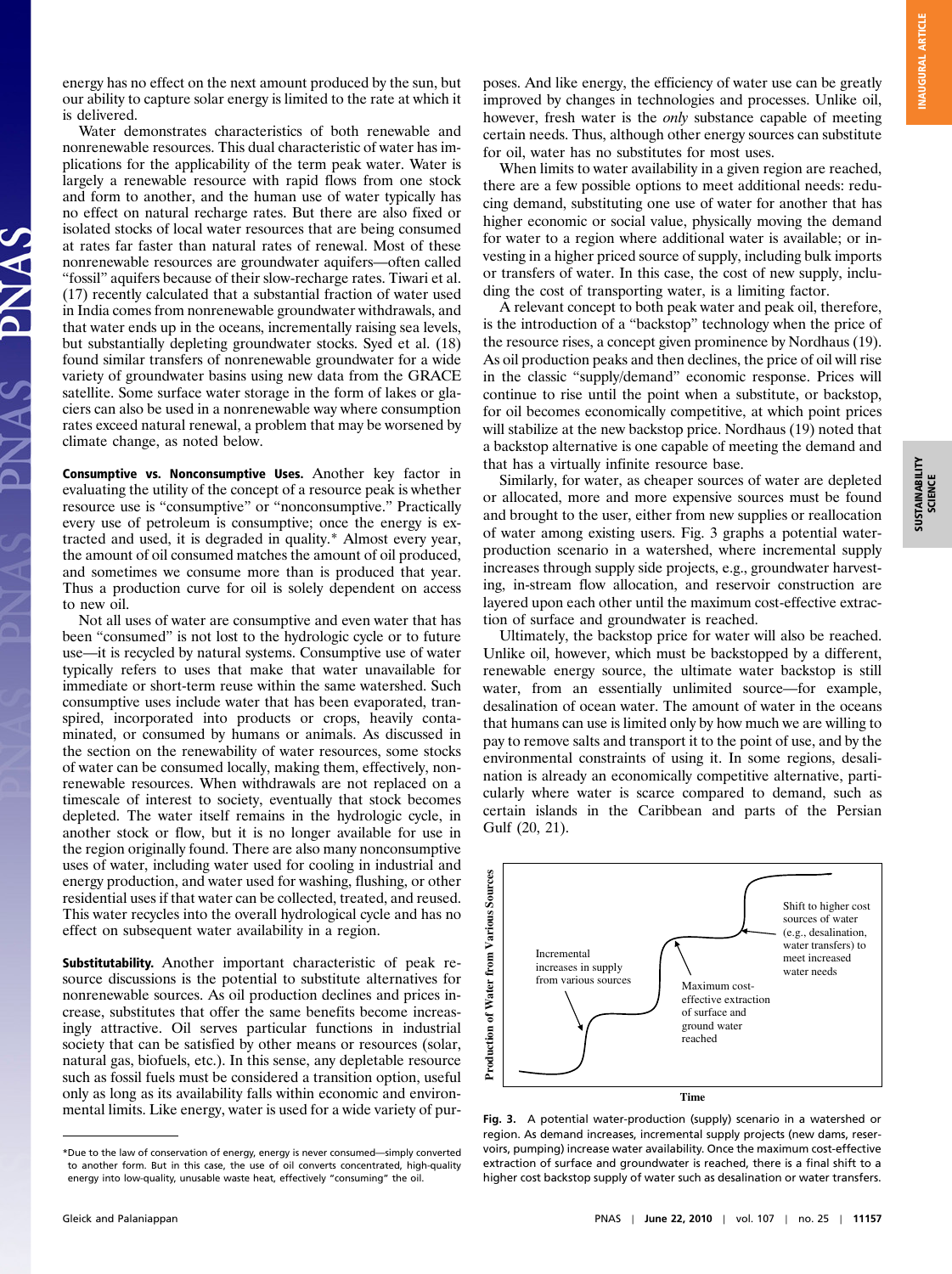energy has no effect on the next amount produced by the sun, but our ability to capture solar energy is limited to the rate at which it is delivered.

Water demonstrates characteristics of both renewable and nonrenewable resources. This dual characteristic of water has implications for the applicability of the term peak water. Water is largely a renewable resource with rapid flows from one stock and form to another, and the human use of water typically has no effect on natural recharge rates. But there are also fixed or isolated stocks of local water resources that are being consumed at rates far faster than natural rates of renewal. Most of these nonrenewable resources are groundwater aquifers—often called "fossil" aquifers because of their slow-recharge rates. Tiwari et al. (17) recently calculated that a substantial fraction of water used in India comes from nonrenewable groundwater withdrawals, and that water ends up in the oceans, incrementally raising sea levels, but substantially depleting groundwater stocks. Syed et al. (18) found similar transfers of nonrenewable groundwater for a wide variety of groundwater basins using new data from the GRACE satellite. Some surface water storage in the form of lakes or glaciers can also be used in a nonrenewable way where consumption rates exceed natural renewal, a problem that may be worsened by climate change, as noted below.

**Consumptive vs. Nonconsumptive Uses.** Another key factor in evaluating the utility of the concept of a resource peak is whether resource use is "consumptive" or "nonconsumptive." Practically every use of petroleum is consumptive; once the energy is extracted and used, it is degraded in quality.* Almost every year, the amount of oil consumed matches the amount of oil produced, and sometimes we consume more than is produced that year. Thus a production curve for oil is solely dependent on access to new oil.

Not all uses of water are consumptive and even water that has been "consumed" is not lost to the hydrologic cycle or to future use—it is recycled by natural systems. Consumptive use of water typically refers to uses that make that water unavailable for immediate or short-term reuse within the same watershed. Such consumptive uses include water that has been evaporated, transpired, incorporated into products or crops, heavily contaminated, or consumed by humans or animals. As discussed in the section on the renewability of water resources, some stocks of water can be consumed locally, making them, effectively, nonrenewable resources. When withdrawals are not replaced on a timescale of interest to society, eventually that stock becomes depleted. The water itself remains in the hydrologic cycle, in another stock or flow, but it is no longer available for use in the region originally found. There are also many nonconsumptive uses of water, including water used for cooling in industrial and energy production, and water used for washing, flushing, or other residential uses if that water can be collected, treated, and reused. This water recycles into the overall hydrological cycle and has no effect on subsequent water availability in a region.

**Substitutability.** Another important characteristic of peak resource discussions is the potential to substitute alternatives for nonrenewable sources. As oil production declines and prices increase, substitutes that offer the same benefits become increasingly attractive. Oil serves particular functions in industrial society that can be satisfied by other means or resources (solar, natural gas, biofuels, etc.). In this sense, any depletable resource such as fossil fuels must be considered a transition option, useful only as long as its availability falls within economic and environmental limits. Like energy, water is used for a wide variety of purposes. And like energy, the efficiency of water use can be greatly improved by changes in technologies and processes. Unlike oil, however, fresh water is the *only* substance capable of meeting certain needs. Thus, although other energy sources can substitute for oil, water has no substitutes for most uses.

When limits to water availability in a given region are reached, there are a few possible options to meet additional needs: reducing demand, substituting one use of water for another that has higher economic or social value, physically moving the demand for water to a region where additional water is available; or investing in a higher priced source of supply, including bulk imports or transfers of water. In this case, the cost of new supply, including the cost of transporting water, is a limiting factor.

A relevant concept to both peak water and peak oil, therefore, is the introduction of a "backstop" technology when the price of the resource rises, a concept given prominence by Nordhaus (19). As oil production peaks and then declines, the price of oil will rise in the classic "supply/demand" economic response. Prices will continue to rise until the point when a substitute, or backstop, for oil becomes economically competitive, at which point prices will stabilize at the new backstop price. Nordhaus (19) noted that a backstop alternative is one capable of meeting the demand and that has a virtually infinite resource base.

Similarly, for water, as cheaper sources of water are depleted or allocated, more and more expensive sources must be found and brought to the user, either from new supplies or reallocation of water among existing users. Fig. 3 graphs a potential water-production scenario in a watershed, where incremental supply increases through supply side projects, e.g., groundwater harvesting, in-stream flow allocation, and reservoir construction are layered upon each other until the maximum cost-effective extraction of surface and groundwater is reached.

Ultimately, the backstop price for water will also be reached. Unlike oil, however, which must be backstopped by a different, renewable energy source, the ultimate water backstop is still water, from an essentially unlimited source—for example, desalination of ocean water. The amount of water in the oceans that humans can use is limited only by how much we are willing to pay to remove salts and transport it to the point of use, and by the environmental constraints of using it. In some regions, desalination is already an economically competitive alternative, particularly where water is scarce compared to demand, such as certain islands in the Caribbean and parts of the Persian Gulf (20, 21).

**Fig. 3.** A potential water-production (supply) scenario in a watershed or region. As demand increases, incremental supply projects (new dams, reservoirs, pumping) increase water availability. Once the maximum cost-effective extraction of surface and groundwater is reached, there is a final shift to a higher cost backstop supply of water such as desalination or water transfers.

*Due to the law of conservation of energy, energy is never consumed—simply converted to another form. But in this case, the use of oil converts concentrated, high-quality energy into low-quality, unusable waste heat, effectively "consuming" the oil.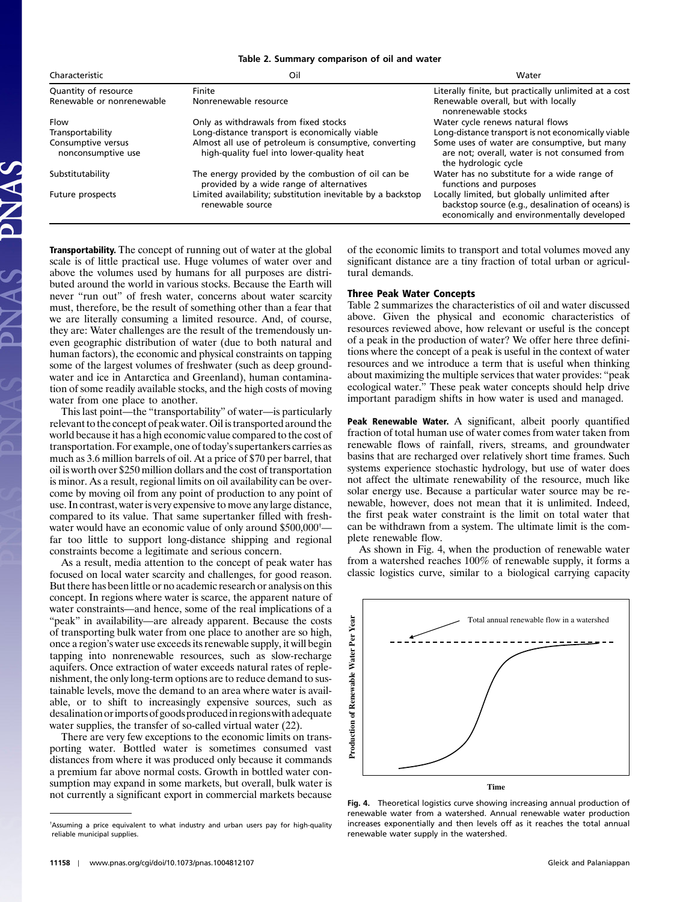**Table 2. Summary comparison of oil and water**

| Characteristic | Oil | Water |
|---|---|---|
| Quantity of resource | Finite | Literally finite, but practically unlimited at a cost |
| Renewable or nonrenewable | Nonrenewable resource | Renewable overall, but with locally nonrenewable stocks |
| Flow | Only as withdrawals from fixed stocks | Water cycle renews natural flows |
| Transportability | Long-distance transport is economically viable | Long-distance transport is not economically viable |
| Consumptive versus nonconsumptive use | Almost all use of petroleum is consumptive, converting high-quality fuel into lower-quality heat | Some uses of water are consumptive, but many are not; overall, water is not consumed from the hydrologic cycle |
| Substitutability | The energy provided by the combustion of oil can be provided by a wide range of alternatives | Water has no substitute for a wide range of functions and purposes |
| Future prospects | Limited availability; substitution inevitable by a backstop renewable source | Locally limited, but globally unlimited after backstop source (e.g., desalination of oceans) is economically and environmentally developed |

**Transportability.** The concept of running out of water at the global scale is of little practical use. Huge volumes of water over and above the volumes used by humans for all purposes are distributed around the world in various stocks. Because the Earth will never "run out" of fresh water, concerns about water scarcity must, therefore, be the result of something other than a fear that we are literally consuming a limited resource. And, of course, they are: Water challenges are the result of the tremendously uneven geographic distribution of water (due to both natural and human factors), the economic and physical constraints on tapping some of the largest volumes of freshwater (such as deep groundwater and ice in Antarctica and Greenland), human contamination of some readily available stocks, and the high costs of moving water from one place to another.

This last point—the "transportability" of water—is particularly relevant to the concept of peak water. Oil is transported around the world because it has a high economic value compared to the cost of transportation. For example, one of today's supertankers carries as much as 3.6 million barrels of oil. At a price of $70 per barrel, that oil is worth over $250 million dollars and the cost of transportation is minor. As a result, regional limits on oil availability can be overcome by moving oil from any point of production to any point of use. In contrast, water is very expensive to move any large distance, compared to its value. That same supertanker filled with freshwater would have an economic value of only around $500,000[†]—far too little to support long-distance shipping and regional constraints become a legitimate and serious concern.

As a result, media attention to the concept of peak water has focused on local water scarcity and challenges, for good reason. But there has been little or no academic research or analysis on this concept. In regions where water is scarce, the apparent nature of water constraints—and hence, some of the real implications of a "peak" in availability—are already apparent. Because the costs of transporting bulk water from one place to another are so high, once a region's water use exceeds its renewable supply, it will begin tapping into nonrenewable resources, such as slow-recharge aquifers. Once extraction of water exceeds natural rates of replenishment, the only long-term options are to reduce demand to sustainable levels, move the demand to an area where water is available, or to shift to increasingly expensive sources, such as desalination or imports of goods produced in regions with adequate water supplies, the transfer of so-called virtual water (22).

There are very few exceptions to the economic limits on transporting water. Bottled water is sometimes consumed vast distances from where it was produced only because it commands a premium far above normal costs. Growth in bottled water consumption may expand in some markets, but overall, bulk water is not currently a significant export in commercial markets because of the economic limits to transport and total volumes moved any significant distance are a tiny fraction of total urban or agricultural demands.

## Three Peak Water Concepts

Table 2 summarizes the characteristics of oil and water discussed above. Given the physical and economic characteristics of resources reviewed above, how relevant or useful is the concept of a peak in the production of water? We offer here three definitions where the concept of a peak is useful in the context of water resources and we introduce a term that is useful when thinking about maximizing the multiple services that water provides: "peak ecological water." These peak water concepts should help drive important paradigm shifts in how water is used and managed.

**Peak Renewable Water.** A significant, albeit poorly quantified fraction of total human use of water comes from water taken from renewable flows of rainfall, rivers, streams, and groundwater basins that are recharged over relatively short time frames. Such systems experience stochastic hydrology, but use of water does not affect the ultimate renewability of the resource, much like solar energy use. Because a particular water source may be renewable, however, does not mean that it is unlimited. Indeed, the first peak water constraint is the limit on total water that can be withdrawn from a system. The ultimate limit is the complete renewable flow.

As shown in Fig. 4, when the production of renewable water from a watershed reaches 100% of renewable supply, it forms a classic logistics curve, similar to a biological carrying capacity

Fig. 4. Theoretical logistics curve showing increasing annual production of renewable water from a watershed. Annual renewable water production increases exponentially and then levels off as it reaches the total annual renewable water supply in the watershed.

[†]Assuming a price equivalent to what industry and urban users pay for high-quality reliable municipal supplies.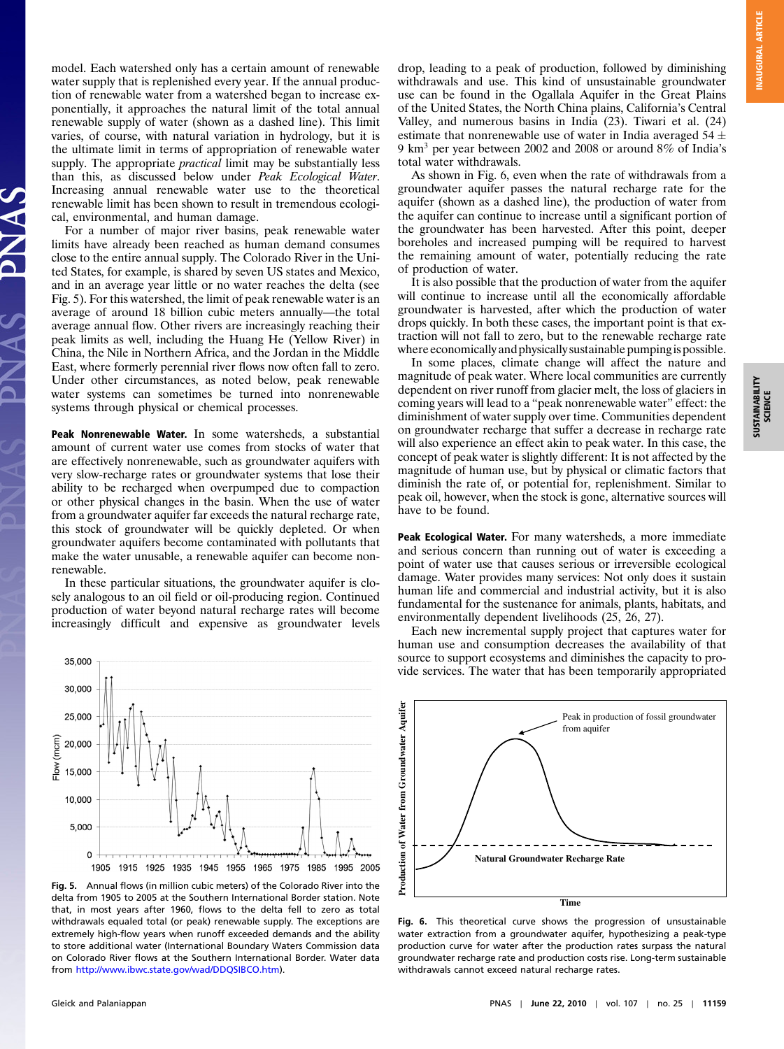model. Each watershed only has a certain amount of renewable water supply that is replenished every year. If the annual production of renewable water from a watershed began to increase exponentially, it approaches the natural limit of the total annual renewable supply of water (shown as a dashed line). This limit varies, of course, with natural variation in hydrology, but it is the ultimate limit in terms of appropriation of renewable water supply. The appropriate *practical* limit may be substantially less than this, as discussed below under *Peak Ecological Water*. Increasing annual renewable water use to the theoretical renewable limit has been shown to result in tremendous ecological, environmental, and human damage.

For a number of major river basins, peak renewable water limits have already been reached as human demand consumes close to the entire annual supply. The Colorado River in the United States, for example, is shared by seven US states and Mexico, and in an average year little or no water reaches the delta (see Fig. 5). For this watershed, the limit of peak renewable water is an average of around 18 billion cubic meters annually—the total average annual flow. Other rivers are increasingly reaching their peak limits as well, including the Huang He (Yellow River) in China, the Nile in Northern Africa, and the Jordan in the Middle East, where formerly perennial river flows now often fall to zero. Under other circumstances, as noted below, peak renewable water systems can sometimes be turned into nonrenewable systems through physical or chemical processes.

**Peak Nonrenewable Water.** In some watersheds, a substantial amount of current water use comes from stocks of water that are effectively nonrenewable, such as groundwater aquifers with very slow-recharge rates or groundwater systems that lose their ability to be recharged when overpumped due to compaction or other physical changes in the basin. When the use of water from a groundwater aquifer far exceeds the natural recharge rate, this stock of groundwater will be quickly depleted. Or when groundwater aquifers become contaminated with pollutants that make the water unusable, a renewable aquifer can become nonrenewable.

In these particular situations, the groundwater aquifer is closely analogous to an oil field or oil-producing region. Continued production of water beyond natural recharge rates will become increasingly difficult and expensive as groundwater levels drop, leading to a peak of production, followed by diminishing withdrawals and use. This kind of unsustainable groundwater use can be found in the Ogallala Aquifer in the Great Plains of the United States, the North China plains, California's Central Valley, and numerous basins in India (23). Tiwari et al. (24) estimate that nonrenewable use of water in India averaged 54 ± 9 km$^3$ per year between 2002 and 2008 or around 8% of India's total water withdrawals.

As shown in Fig. 6, even when the rate of withdrawals from a groundwater aquifer passes the natural recharge rate for the aquifer (shown as a dashed line), the production of water from the aquifer can continue to increase until a significant portion of the groundwater has been harvested. After this point, deeper boreholes and increased pumping will be required to harvest the remaining amount of water, potentially reducing the rate of production of water.

It is also possible that the production of water from the aquifer will continue to increase until all the economically affordable groundwater is harvested, after which the production of water drops quickly. In both these cases, the important point is that extraction will not fall to zero, but to the renewable recharge rate where economically and physically sustainable pumping is possible.

In some places, climate change will affect the nature and magnitude of peak water. Where local communities are currently dependent on river runoff from glacier melt, the loss of glaciers in coming years will lead to a "peak nonrenewable water" effect: the diminishment of water supply over time. Communities dependent on groundwater recharge that suffer a decrease in recharge rate will also experience an effect akin to peak water. In this case, the concept of peak water is slightly different: It is not affected by the magnitude of human use, but by physical or climatic factors that diminish the rate of, or potential for, replenishment. Similar to peak oil, however, when the stock is gone, alternative sources will have to be found.

Fig. 5. Annual flows (in million cubic meters) of the Colorado River into the delta from 1905 to 2005 at the Southern International Border station. Note that, in most years after 1960, flows to the delta fell to zero as total withdrawals equaled total (or peak) renewable supply. The exceptions are extremely high-flow years when runoff exceeded demands and the ability to store additional water (International Boundary Waters Commission data on Colorado River flows at the Southern International Border. Water data from http://www.ibwc.state.gov/wad/DDQSIBCO.htm).

**Peak Ecological Water.** For many watersheds, a more immediate and serious concern than running out of water is exceeding a point of water use that causes serious or irreversible ecological damage. Water provides many services: Not only does it sustain human life and commercial and industrial activity, but it is also fundamental for the sustenance for animals, plants, habitats, and environmentally dependent livelihoods (25, 26, 27).

Each new incremental supply project that captures water for human use and consumption decreases the availability of that source to support ecosystems and diminishes the capacity to provide services. The water that has been temporarily appropriated

Fig. 6. This theoretical curve shows the progression of unsustainable water extraction from a groundwater aquifer, hypothesizing a peak-type production curve for water after the production rates surpass the natural groundwater recharge rate and production costs rise. Long-term sustainable withdrawals cannot exceed natural recharge rates.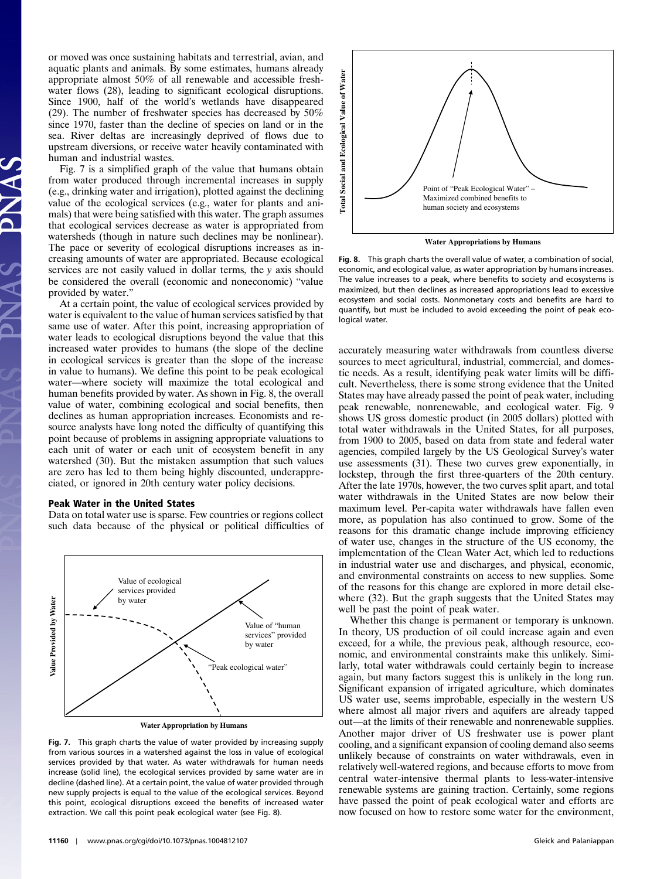or moved was once sustaining habitats and terrestrial, avian, and aquatic plants and animals. By some estimates, humans already appropriate almost 50% of all renewable and accessible freshwater flows (28), leading to significant ecological disruptions. Since 1900, half of the world's wetlands have disappeared (29). The number of freshwater species has decreased by 50% since 1970, faster than the decline of species on land or in the sea. River deltas are increasingly deprived of flows due to upstream diversions, or receive water heavily contaminated with human and industrial wastes.

Fig. 7 is a simplified graph of the value that humans obtain from water produced through incremental increases in supply (e.g., drinking water and irrigation), plotted against the declining value of the ecological services (e.g., water for plants and animals) that were being satisfied with this water. The graph assumes that ecological services decrease as water is appropriated from watersheds (though in nature such declines may be nonlinear). The pace or severity of ecological disruptions increases as increasing amounts of water are appropriated. Because ecological services are not easily valued in dollar terms, the *y* axis should be considered the overall (economic and noneconomic) "value provided by water."

At a certain point, the value of ecological services provided by water is equivalent to the value of human services satisfied by that same use of water. After this point, increasing appropriation of water leads to ecological disruptions beyond the value that this increased water provides to humans (the slope of the decline in ecological services is greater than the slope of the increase in value to humans). We define this point to be peak ecological water—where society will maximize the total ecological and human benefits provided by water. As shown in Fig. 8, the overall value of water, combining ecological and social benefits, then declines as human appropriation increases. Economists and resource analysts have long noted the difficulty of quantifying this point because of problems in assigning appropriate valuations to each unit of water or each unit of ecosystem benefit in any watershed (30). But the mistaken assumption that such values are zero has led to them being highly discounted, underappreciated, or ignored in 20th century water policy decisions.

## Peak Water in the United States

Data on total water use is sparse. Few countries or regions collect such data because of the physical or political difficulties of accurately measuring water withdrawals from countless diverse sources to meet agricultural, industrial, commercial, and domestic needs. As a result, identifying peak water limits will be difficult. Nevertheless, there is some strong evidence that the United States may have already passed the point of peak water, including peak renewable, nonrenewable, and ecological water. Fig. 9 shows US gross domestic product (in 2005 dollars) plotted with total water withdrawals in the United States, for all purposes, from 1900 to 2005, based on data from state and federal water agencies, compiled largely by the US Geological Survey's water use assessments (31). These two curves grew exponentially, in lockstep, through the first three-quarters of the 20th century. After the late 1970s, however, the two curves split apart, and total water withdrawals in the United States are now below their maximum level. Per-capita water withdrawals have fallen even more, as population has also continued to grow. Some of the reasons for this dramatic change include improving efficiency of water use, changes in the structure of the US economy, the implementation of the Clean Water Act, which led to reductions in industrial water use and discharges, and physical, economic, and environmental constraints on access to new supplies. Some of the reasons for this change are explored in more detail elsewhere (32). But the graph suggests that the United States may well be past the point of peak water.

Whether this change is permanent or temporary is unknown. In theory, US production of oil could increase again and even exceed, for a while, the previous peak, although resource, economic, and environmental constraints make this unlikely. Similarly, total water withdrawals could certainly begin to increase again, but many factors suggest this is unlikely in the long run. Significant expansion of irrigated agriculture, which dominates US water use, seems improbable, especially in the western US where almost all major rivers and aquifers are already tapped out—at the limits of their renewable and nonrenewable supplies. Another major driver of US freshwater use is power plant cooling, and a significant expansion of cooling demand also seems unlikely because of constraints on water withdrawals, even in relatively well-watered regions, and because efforts to move from central water-intensive thermal plants to less-water-intensive renewable systems are gaining traction. Certainly, some regions have passed the point of peak ecological water and efforts are now focused on how to restore some water for the environment,

**Fig. 7.** This graph charts the value of water provided by increasing supply from various sources in a watershed against the loss in value of ecological services provided by that water. As water withdrawals for human needs increase (solid line), the ecological services provided by same water are in decline (dashed line). At a certain point, the value of water provided through new supply projects is equal to the value of the ecological services. Beyond this point, ecological disruptions exceed the benefits of increased water extraction. We call this point peak ecological water (see Fig. 8).

**Fig. 8.** This graph charts the overall value of water, a combination of social, economic, and ecological value, as water appropriation by humans increases. The value increases to a peak, where benefits to society and ecosystems is maximized, but then declines as increased appropriations lead to excessive ecosystem and social costs. Nonmonetary costs and benefits are hard to quantify, but must be included to avoid exceeding the point of peak ecological water.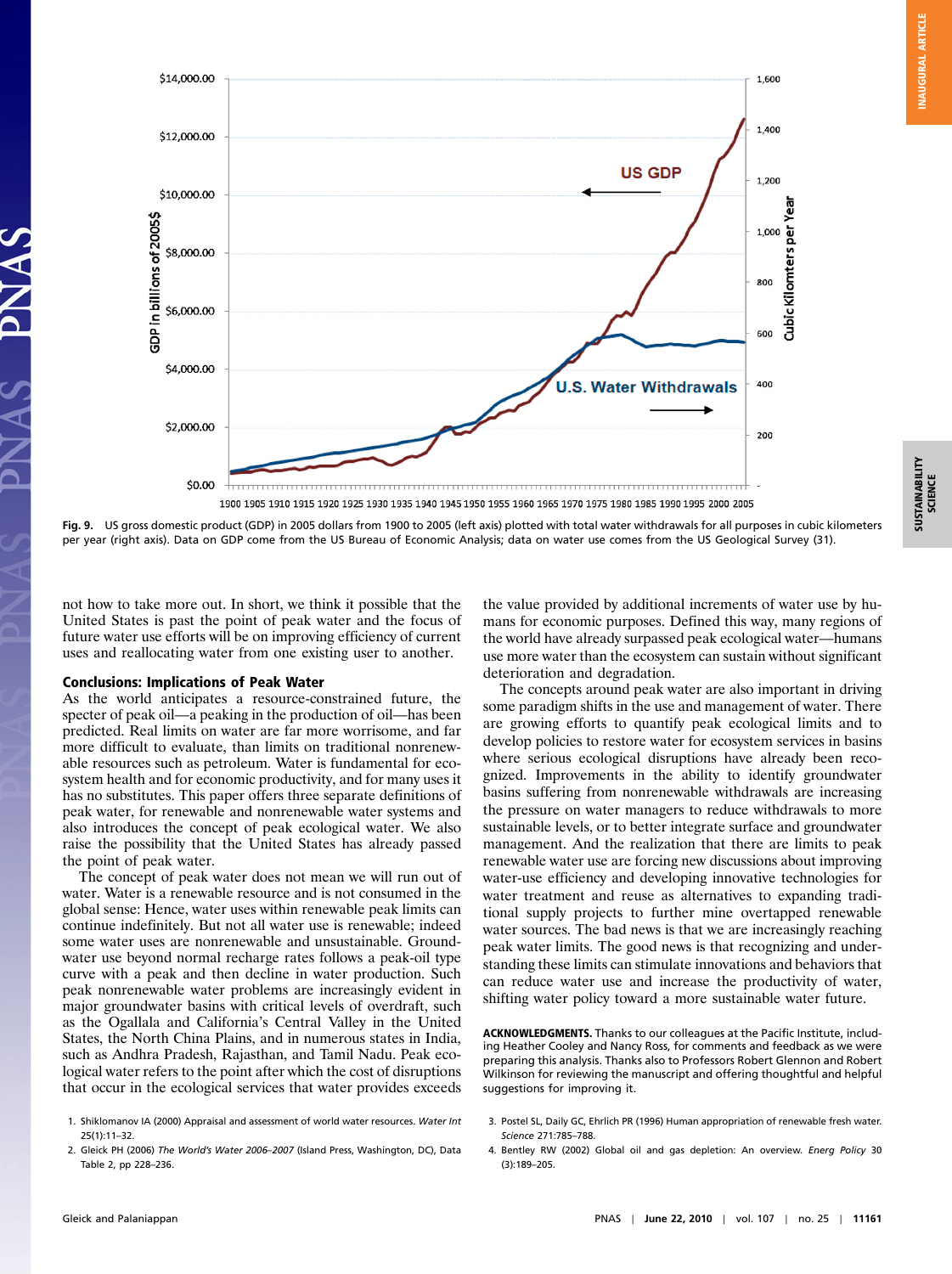Fig. 9. US gross domestic product (GDP) in 2005 dollars from 1900 to 2005 (left axis) plotted with total water withdrawals for all purposes in cubic kilometers per year (right axis). Data on GDP come from the US Bureau of Economic Analysis; data on water use comes from the US Geological Survey (31).

not how to take more out. In short, we think it possible that the United States is past the point of peak water and the focus of future water use efforts will be on improving efficiency of current uses and reallocating water from one existing user to another.

## Conclusions: Implications of Peak Water

As the world anticipates a resource-constrained future, the specter of peak oil—a peaking in the production of oil—has been predicted. Real limits on water are far more worrisome, and far more difficult to evaluate, than limits on traditional nonrenewable resources such as petroleum. Water is fundamental for ecosystem health and for economic productivity, and for many uses it has no substitutes. This paper offers three separate definitions of peak water, for renewable and nonrenewable water systems and also introduces the concept of peak ecological water. We also raise the possibility that the United States has already passed the point of peak water.

The concept of peak water does not mean we will run out of water. Water is a renewable resource and is not consumed in the global sense: Hence, water uses within renewable peak limits can continue indefinitely. But not all water use is renewable; indeed some water uses are nonrenewable and unsustainable. Groundwater use beyond natural recharge rates follows a peak-oil type curve with a peak and then decline in water production. Such peak nonrenewable water problems are increasingly evident in major groundwater basins with critical levels of overdraft, such as the Ogallala and California's Central Valley in the United States, the North China Plains, and in numerous states in India, such as Andhra Pradesh, Rajasthan, and Tamil Nadu. Peak ecological water refers to the point after which the cost of disruptions that occur in the ecological services that water provides exceeds the value provided by additional increments of water use by humans for economic purposes. Defined this way, many regions of the world have already surpassed peak ecological water—humans use more water than the ecosystem can sustain without significant deterioration and degradation.

The concepts around peak water are also important in driving some paradigm shifts in the use and management of water. There are growing efforts to quantify peak ecological limits and to develop policies to restore water for ecosystem services in basins where serious ecological disruptions have already been recognized. Improvements in the ability to identify groundwater basins suffering from nonrenewable withdrawals are increasing the pressure on water managers to reduce withdrawals to more sustainable levels, or to better integrate surface and groundwater management. And the realization that there are limits to peak renewable water use are forcing new discussions about improving water-use efficiency and developing innovative technologies for water treatment and reuse as alternatives to expanding traditional supply projects to further mine overtapped renewable water sources. The bad news is that we are increasingly reaching peak water limits. The good news is that recognizing and understanding these limits can stimulate innovations and behaviors that can reduce water use and increase the productivity of water, shifting water policy toward a more sustainable water future.

**ACKNOWLEDGMENTS.** Thanks to our colleagues at the Pacific Institute, including Heather Cooley and Nancy Ross, for comments and feedback as we were preparing this analysis. Thanks also to Professors Robert Glennon and Robert Wilkinson for reviewing the manuscript and offering thoughtful and helpful suggestions for improving it.

1. Shiklomanov IA (2000) Appraisal and assessment of world water resources. *Water Int* 25(1):11–32.
2. Gleick PH (2006) *The World's Water 2006–2007* (Island Press, Washington, DC), Data Table 2, pp 228–236.
3. Postel SL, Daily GC, Ehrlich PR (1996) Human appropriation of renewable fresh water. *Science* 271:785–788.
4. Bentley RW (2002) Global oil and gas depletion: An overview. *Energ Policy* 30 (3):189–205.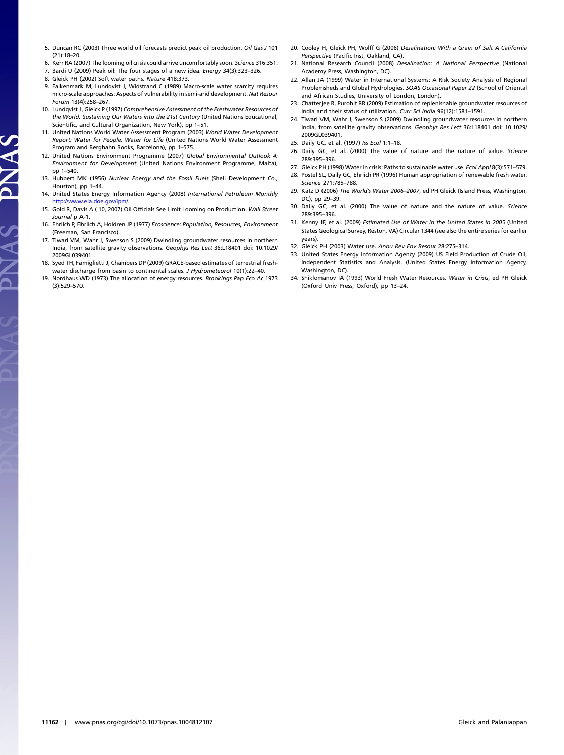5. Duncan RC (2003) Three world oil forecasts predict peak oil production. *Oil Gas J* 101 (21):18–20.
6. Kerr RA (2007) The looming oil crisis could arrive uncomfortably soon. *Science* 316:351.
7. Bardi U (2009) Peak oil: The four stages of a new idea. *Energy* 34(3):323–326.
8. Gleick PH (2002) Soft water paths. *Nature* 418:373.
9. Falkenmark M, Lundqvist J, Widstrand C (1989) Macro-scale water scarcity requires micro-scale approaches: Aspects of vulnerability in semi-arid development. *Nat Resour Forum* 13(4):258–267.
10. Lundqvist J, Gleick P (1997) *Comprehensive Assessment of the Freshwater Resources of the World. Sustaining Our Waters into the 21st Century* (United Nations Educational, Scientific, and Cultural Organization, New York), pp 1–51.
11. United Nations World Water Assessment Program (2003) *World Water Development Report: Water for People, Water for Life* (United Nations World Water Assessment Program and Berghahn Books, Barcelona), pp 1–575.
12. United Nations Environment Programme (2007) *Global Environmental Outlook 4: Environment for Development* (United Nations Environment Programme, Malta), pp 1–540.
13. Hubbert MK (1956) *Nuclear Energy and the Fossil Fuels* (Shell Development Co., Houston), pp 1–44.
14. United States Energy Information Agency (2008) *International Petroleum Monthly* http://www.eia.doe.gov/ipm/.
15. Gold R, Davis A ( 10, 2007) Oil Officials See Limit Looming on Production. *Wall Street Journal* p A-1.
16. Ehrlich P, Ehrlich A, Holdren JP (1977) *Ecoscience: Population, Resources, Environment* (Freeman, San Francisco).
17. Tiwari VM, Wahr J, Swenson S (2009) Dwindling groundwater resources in northern India, from satellite gravity observations. *Geophys Res Lett* 36:L18401 doi: 10.1029/2009GL039401.
18. Syed TH, Famiglietti J, Chambers DP (2009) GRACE-based estimates of terrestrial freshwater discharge from basin to continental scales. *J Hydrometeorol* 10(1):22–40.
19. Nordhaus WD (1973) The allocation of energy resources. *Brookings Pap Eco Ac* 1973 (3):529–570.
20. Cooley H, Gleick PH, Wolff G (2006) *Desalination: With a Grain of Salt A California Perspective* (Pacific Inst, Oakland, CA).
21. National Research Council (2008) *Desalination: A National Perspective* (National Academy Press, Washington, DC).
22. Allan JA (1999) Water in International Systems: A Risk Society Analysis of Regional Problemsheds and Global Hydrologies. *SOAS Occasional Paper 22* (School of Oriental and African Studies, University of London, London).
23. Chatterjee R, Purohit RR (2009) Estimation of replenishable groundwater resources of India and their status of utilization. *Curr Sci India* 96(12):1581–1591.
24. Tiwari VM, Wahr J, Swenson S (2009) Dwindling groundwater resources in northern India, from satellite gravity observations. *Geophys Res Lett* 36:L18401 doi: 10.1029/2009GL039401.
25. Daily GC, et al. (1997) *Iss Ecol* 1:1–18.
26. Daily GC, et al. (2000) The value of nature and the nature of value. *Science* 289:395–396.
27. Gleick PH (1998) Water in crisis: Paths to sustainable water use. *Ecol Appl* 8(3):571–579.
28. Postel SL, Daily GC, Ehrlich PR (1996) Human appropriation of renewable fresh water. *Science* 271:785–788.
29. Katz D (2006) *The World's Water 2006–2007*, ed PH Gleick (Island Press, Washington, DC), pp 29–39.
30. Daily GC, et al. (2000) The value of nature and the nature of value. *Science* 289:395–396.
31. Kenny JF, et al. (2009) *Estimated Use of Water in the United States in 2005* (United States Geological Survey, Reston, VA) Circular 1344 (see also the entire series for earlier years).
32. Gleick PH (2003) Water use. *Annu Rev Env Resour* 28:275–314.
33. United States Energy Information Agency (2009) US Field Production of Crude Oil, Independent Statistics and Analysis. (United States Energy Information Agency, Washington, DC).
34. Shiklomanov IA (1993) World Fresh Water Resources. *Water in Crisis*, ed PH Gleick (Oxford Univ Press, Oxford), pp 13–24.